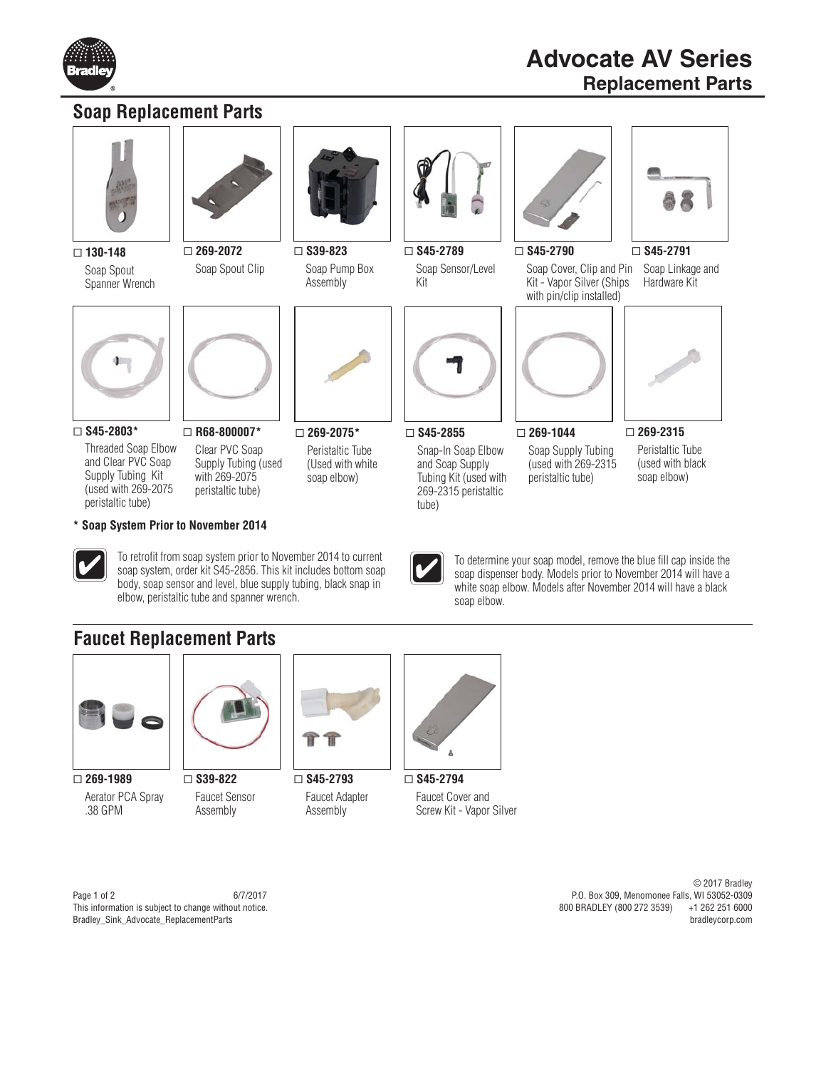# Advocate AV Series

## Replacement Parts

## Soap Replacement Parts

- ☐ **130-148**
  Soap Spout Spanner Wrench
- ☐ **269-2072**
  Soap Spout Clip
- ☐ **S39-823**
  Soap Pump Box Assembly
- ☐ **S45-2789**
  Soap Sensor/Level Kit
- ☐ **S45-2790**
  Soap Cover, Clip and Pin Kit - Vapor Silver (Ships with pin/clip installed)
- ☐ **S45-2791**
  Soap Linkage and Hardware Kit
- ☐ **S45-2803***
  Threaded Soap Elbow and Clear PVC Soap Supply Tubing Kit (used with 269-2075 peristaltic tube)
- ☐ **R68-800007***
  Clear PVC Soap Supply Tubing (used with 269-2075 peristaltic tube)
- ☐ **269-2075***
  Peristaltic Tube (Used with white soap elbow)
- ☐ **S45-2855**
  Snap-In Soap Elbow and Soap Supply Tubing Kit (used with 269-2315 peristaltic tube)
- ☐ **269-1044**
  Soap Supply Tubing (used with 269-2315 peristaltic tube)
- ☐ **269-2315**
  Peristaltic Tube (used with black soap elbow)

**\* Soap System Prior to November 2014**

✔ To retrofit from soap system prior to November 2014 to current soap system, order kit S45-2856. This kit includes bottom soap body, soap sensor and level, blue supply tubing, black snap in elbow, peristaltic tube and spanner wrench.

✔ To determine your soap model, remove the blue fill cap inside the soap dispenser body. Models prior to November 2014 will have a white soap elbow. Models after November 2014 will have a black soap elbow.

## Faucet Replacement Parts

- ☐ **269-1989**
  Aerator PCA Spray .38 GPM
- ☐ **S39-822**
  Faucet Sensor Assembly
- ☐ **S45-2793**
  Faucet Adapter Assembly
- ☐ **S45-2794**
  Faucet Cover and Screw Kit - Vapor Silver

6/7/2017
This information is subject to change without notice.
Bradley_Sink_Advocate_ReplacementParts

© 2017 Bradley
P.O. Box 309, Menomonee Falls, WI 53052-0309
800 BRADLEY (800 272 3539) +1 262 251 6000
bradleycorp.com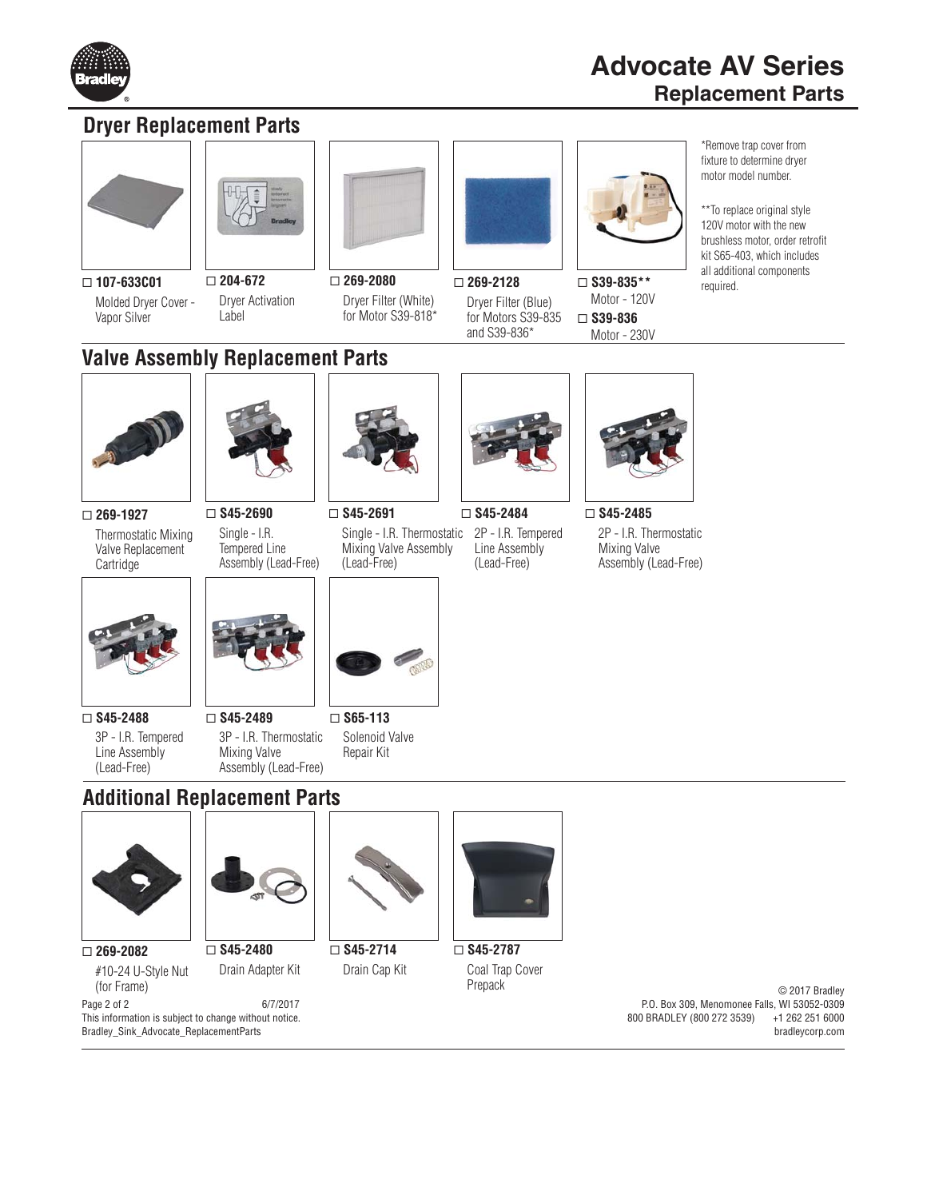# Advocate AV Series

## Replacement Parts

### Dryer Replacement Parts

☐ **107-633C01**
Molded Dryer Cover - Vapor Silver

☐ **204-672**
Dryer Activation Label

☐ **269-2080**
Dryer Filter (White) for Motor S39-818*

☐ **269-2128**
Dryer Filter (Blue) for Motors S39-835 and S39-836*

☐ **S39-835****
Motor - 120V

☐ **S39-836**
Motor - 230V

*Remove trap cover from fixture to determine dryer motor model number.

**To replace original style 120V motor with the new brushless motor, order retrofit kit S65-403, which includes all additional components required.

### Valve Assembly Replacement Parts

☐ **269-1927**
Thermostatic Mixing Valve Replacement Cartridge

☐ **S45-2690**
Single - I.R. Tempered Line Assembly (Lead-Free)

☐ **S45-2691**
Single - I.R. Thermostatic Mixing Valve Assembly (Lead-Free)

☐ **S45-2484**
2P - I.R. Tempered Line Assembly (Lead-Free)

☐ **S45-2485**
2P - I.R. Thermostatic Mixing Valve Assembly (Lead-Free)

☐ **S45-2488**
3P - I.R. Tempered Line Assembly (Lead-Free)

☐ **S45-2489**
3P - I.R. Thermostatic Mixing Valve Assembly (Lead-Free)

☐ **S65-113**
Solenoid Valve Repair Kit

### Additional Replacement Parts

☐ **269-2082**
#10-24 U-Style Nut (for Frame)

☐ **S45-2480**
Drain Adapter Kit

☐ **S45-2714**
Drain Cap Kit

☐ **S45-2787**
Coal Trap Cover Prepack

6/7/2017
This information is subject to change without notice.
Bradley_Sink_Advocate_ReplacementParts

© 2017 Bradley
P.O. Box 309, Menomonee Falls, WI 53052-0309
800 BRADLEY (800 272 3539) +1 262 251 6000
bradleycorp.com